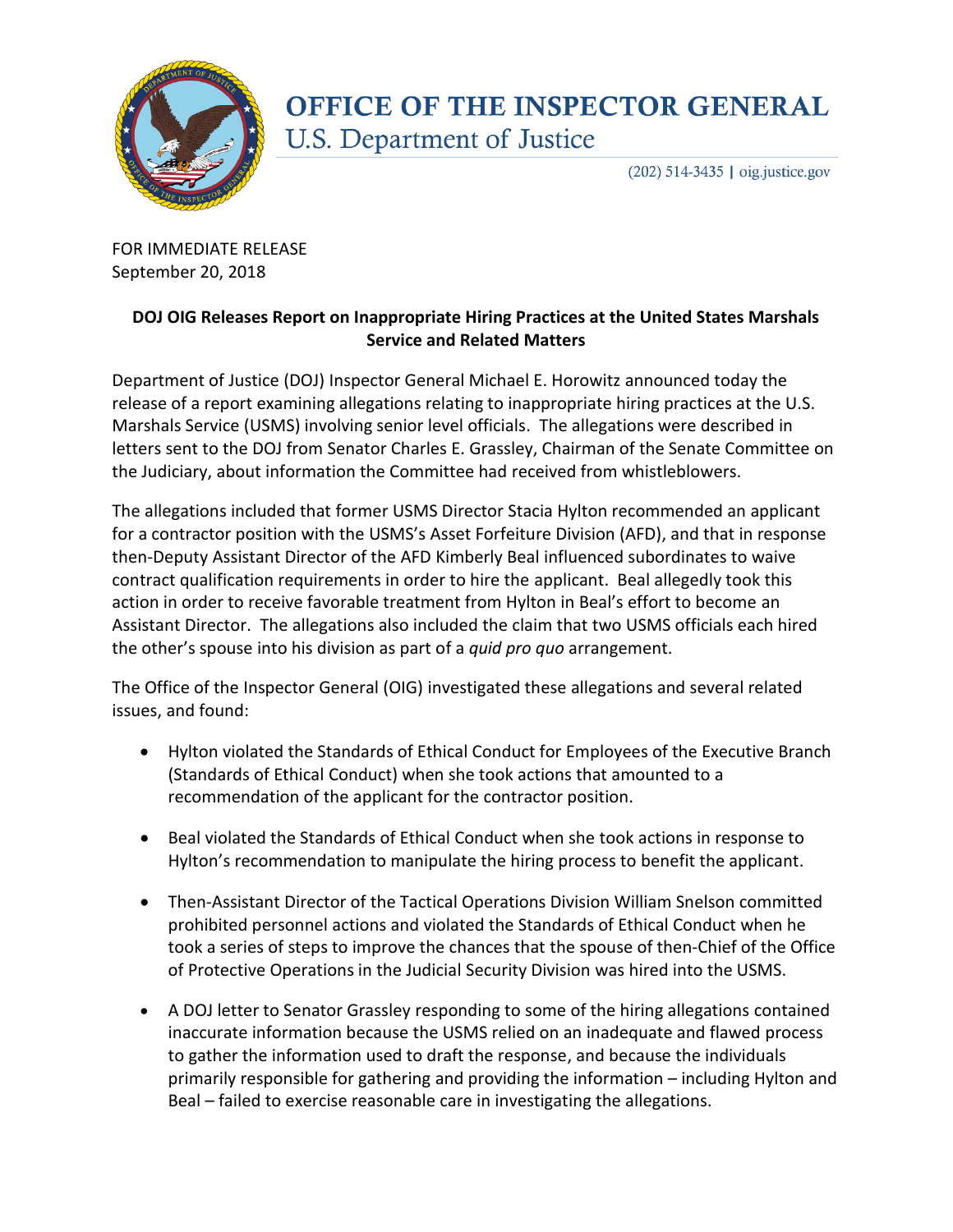# OFFICE OF THE INSPECTOR GENERAL

U.S. Department of Justice

(202) 514-3435 | oig.justice.gov

FOR IMMEDIATE RELEASE
September 20, 2018

**DOJ OIG Releases Report on Inappropriate Hiring Practices at the United States Marshals Service and Related Matters**

Department of Justice (DOJ) Inspector General Michael E. Horowitz announced today the release of a report examining allegations relating to inappropriate hiring practices at the U.S. Marshals Service (USMS) involving senior level officials. The allegations were described in letters sent to the DOJ from Senator Charles E. Grassley, Chairman of the Senate Committee on the Judiciary, about information the Committee had received from whistleblowers.

The allegations included that former USMS Director Stacia Hylton recommended an applicant for a contractor position with the USMS's Asset Forfeiture Division (AFD), and that in response then-Deputy Assistant Director of the AFD Kimberly Beal influenced subordinates to waive contract qualification requirements in order to hire the applicant. Beal allegedly took this action in order to receive favorable treatment from Hylton in Beal's effort to become an Assistant Director. The allegations also included the claim that two USMS officials each hired the other's spouse into his division as part of a *quid pro quo* arrangement.

The Office of the Inspector General (OIG) investigated these allegations and several related issues, and found:

- Hylton violated the Standards of Ethical Conduct for Employees of the Executive Branch (Standards of Ethical Conduct) when she took actions that amounted to a recommendation of the applicant for the contractor position.
- Beal violated the Standards of Ethical Conduct when she took actions in response to Hylton's recommendation to manipulate the hiring process to benefit the applicant.
- Then-Assistant Director of the Tactical Operations Division William Snelson committed prohibited personnel actions and violated the Standards of Ethical Conduct when he took a series of steps to improve the chances that the spouse of then-Chief of the Office of Protective Operations in the Judicial Security Division was hired into the USMS.
- A DOJ letter to Senator Grassley responding to some of the hiring allegations contained inaccurate information because the USMS relied on an inadequate and flawed process to gather the information used to draft the response, and because the individuals primarily responsible for gathering and providing the information – including Hylton and Beal – failed to exercise reasonable care in investigating the allegations.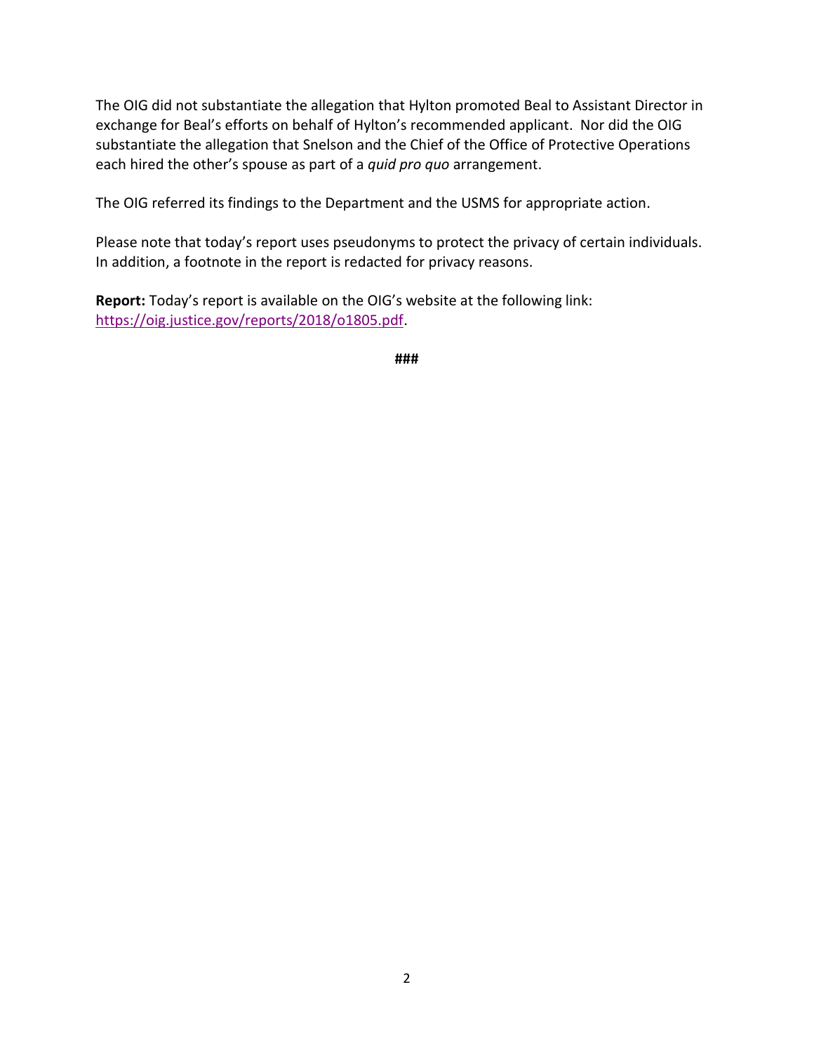The OIG did not substantiate the allegation that Hylton promoted Beal to Assistant Director in exchange for Beal's efforts on behalf of Hylton's recommended applicant. Nor did the OIG substantiate the allegation that Snelson and the Chief of the Office of Protective Operations each hired the other's spouse as part of a *quid pro quo* arrangement.

The OIG referred its findings to the Department and the USMS for appropriate action.

Please note that today's report uses pseudonyms to protect the privacy of certain individuals. In addition, a footnote in the report is redacted for privacy reasons.

**Report:** Today's report is available on the OIG's website at the following link: [https://oig.justice.gov/reports/2018/o1805.pdf](https://oig.justice.gov/reports/2018/o1805.pdf).

**###**